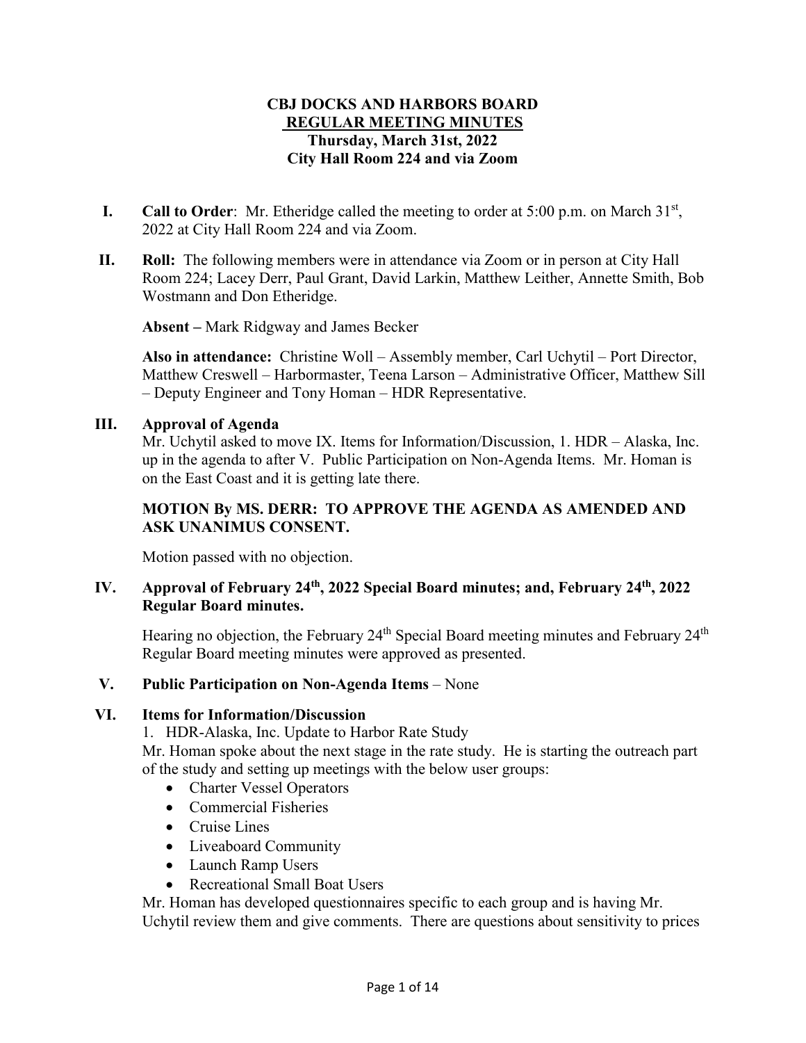# CBJ DOCKS AND HARBORS BOARD

## REGULAR MEETING MINUTES

**Thursday, March 31st, 2022**
**City Hall Room 224 and via Zoom**

**I. Call to Order**: Mr. Etheridge called the meeting to order at 5:00 p.m. on March 31st, 2022 at City Hall Room 224 and via Zoom.

**II. Roll:** The following members were in attendance via Zoom or in person at City Hall Room 224; Lacey Derr, Paul Grant, David Larkin, Matthew Leither, Annette Smith, Bob Wostmann and Don Etheridge.

**Absent –** Mark Ridgway and James Becker

**Also in attendance:** Christine Woll – Assembly member, Carl Uchytil – Port Director, Matthew Creswell – Harbormaster, Teena Larson – Administrative Officer, Matthew Sill – Deputy Engineer and Tony Homan – HDR Representative.

**III. Approval of Agenda**

Mr. Uchytil asked to move IX. Items for Information/Discussion, 1. HDR – Alaska, Inc. up in the agenda to after V. Public Participation on Non-Agenda Items. Mr. Homan is on the East Coast and it is getting late there.

**MOTION By MS. DERR: TO APPROVE THE AGENDA AS AMENDED AND ASK UNANIMUS CONSENT.**

Motion passed with no objection.

**IV. Approval of February 24th, 2022 Special Board minutes; and, February 24th, 2022 Regular Board minutes.**

Hearing no objection, the February 24th Special Board meeting minutes and February 24th Regular Board meeting minutes were approved as presented.

**V. Public Participation on Non-Agenda Items** – None

**VI. Items for Information/Discussion**

1. HDR-Alaska, Inc. Update to Harbor Rate Study

Mr. Homan spoke about the next stage in the rate study. He is starting the outreach part of the study and setting up meetings with the below user groups:

- Charter Vessel Operators
- Commercial Fisheries
- Cruise Lines
- Liveaboard Community
- Launch Ramp Users
- Recreational Small Boat Users

Mr. Homan has developed questionnaires specific to each group and is having Mr. Uchytil review them and give comments. There are questions about sensitivity to prices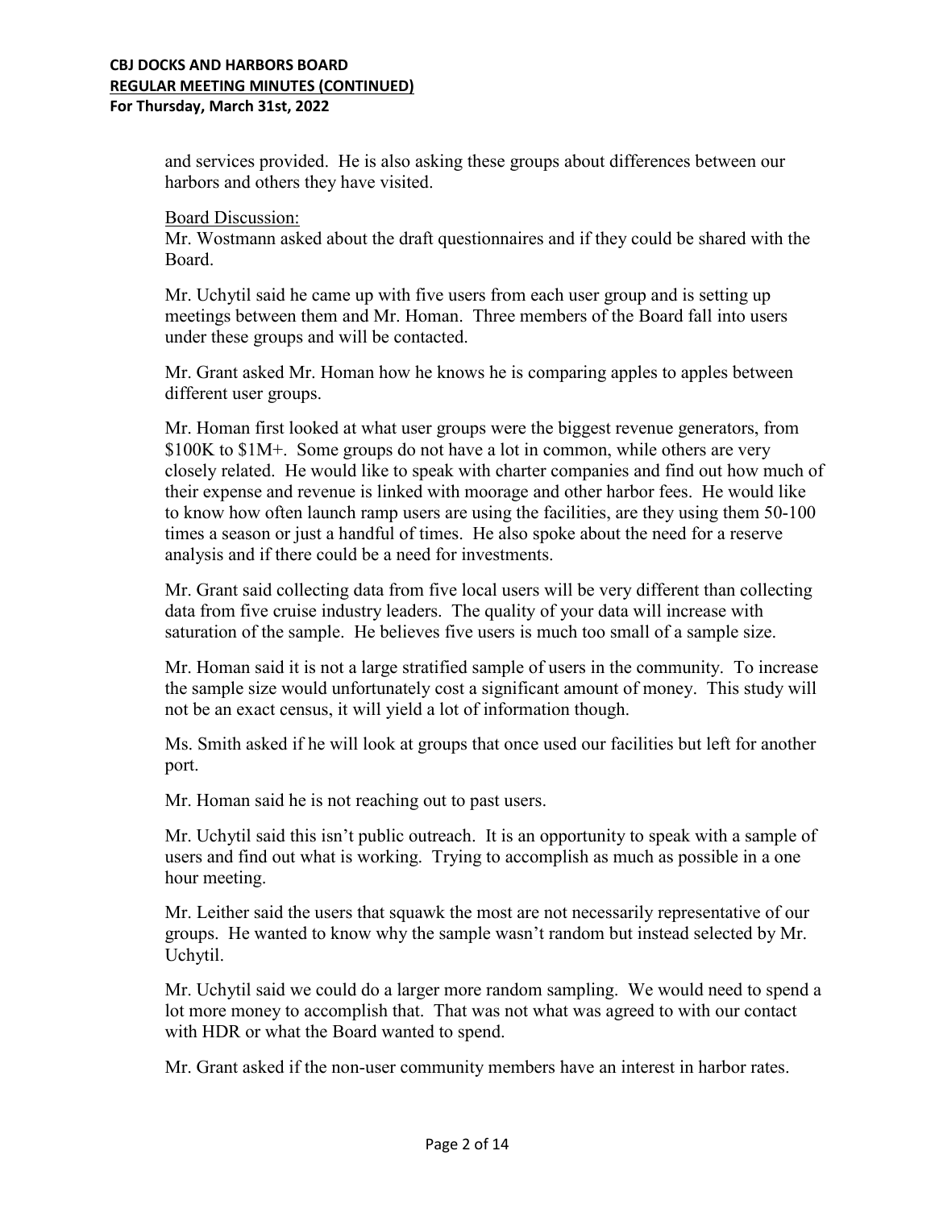and services provided. He is also asking these groups about differences between our harbors and others they have visited.

Board Discussion:

Mr. Wostmann asked about the draft questionnaires and if they could be shared with the Board.

Mr. Uchytil said he came up with five users from each user group and is setting up meetings between them and Mr. Homan. Three members of the Board fall into users under these groups and will be contacted.

Mr. Grant asked Mr. Homan how he knows he is comparing apples to apples between different user groups.

Mr. Homan first looked at what user groups were the biggest revenue generators, from $100K to $1M+. Some groups do not have a lot in common, while others are very closely related. He would like to speak with charter companies and find out how much of their expense and revenue is linked with moorage and other harbor fees. He would like to know how often launch ramp users are using the facilities, are they using them 50-100 times a season or just a handful of times. He also spoke about the need for a reserve analysis and if there could be a need for investments.

Mr. Grant said collecting data from five local users will be very different than collecting data from five cruise industry leaders. The quality of your data will increase with saturation of the sample. He believes five users is much too small of a sample size.

Mr. Homan said it is not a large stratified sample of users in the community. To increase the sample size would unfortunately cost a significant amount of money. This study will not be an exact census, it will yield a lot of information though.

Ms. Smith asked if he will look at groups that once used our facilities but left for another port.

Mr. Homan said he is not reaching out to past users.

Mr. Uchytil said this isn't public outreach. It is an opportunity to speak with a sample of users and find out what is working. Trying to accomplish as much as possible in a one hour meeting.

Mr. Leither said the users that squawk the most are not necessarily representative of our groups. He wanted to know why the sample wasn't random but instead selected by Mr. Uchytil.

Mr. Uchytil said we could do a larger more random sampling. We would need to spend a lot more money to accomplish that. That was not what was agreed to with our contact with HDR or what the Board wanted to spend.

Mr. Grant asked if the non-user community members have an interest in harbor rates.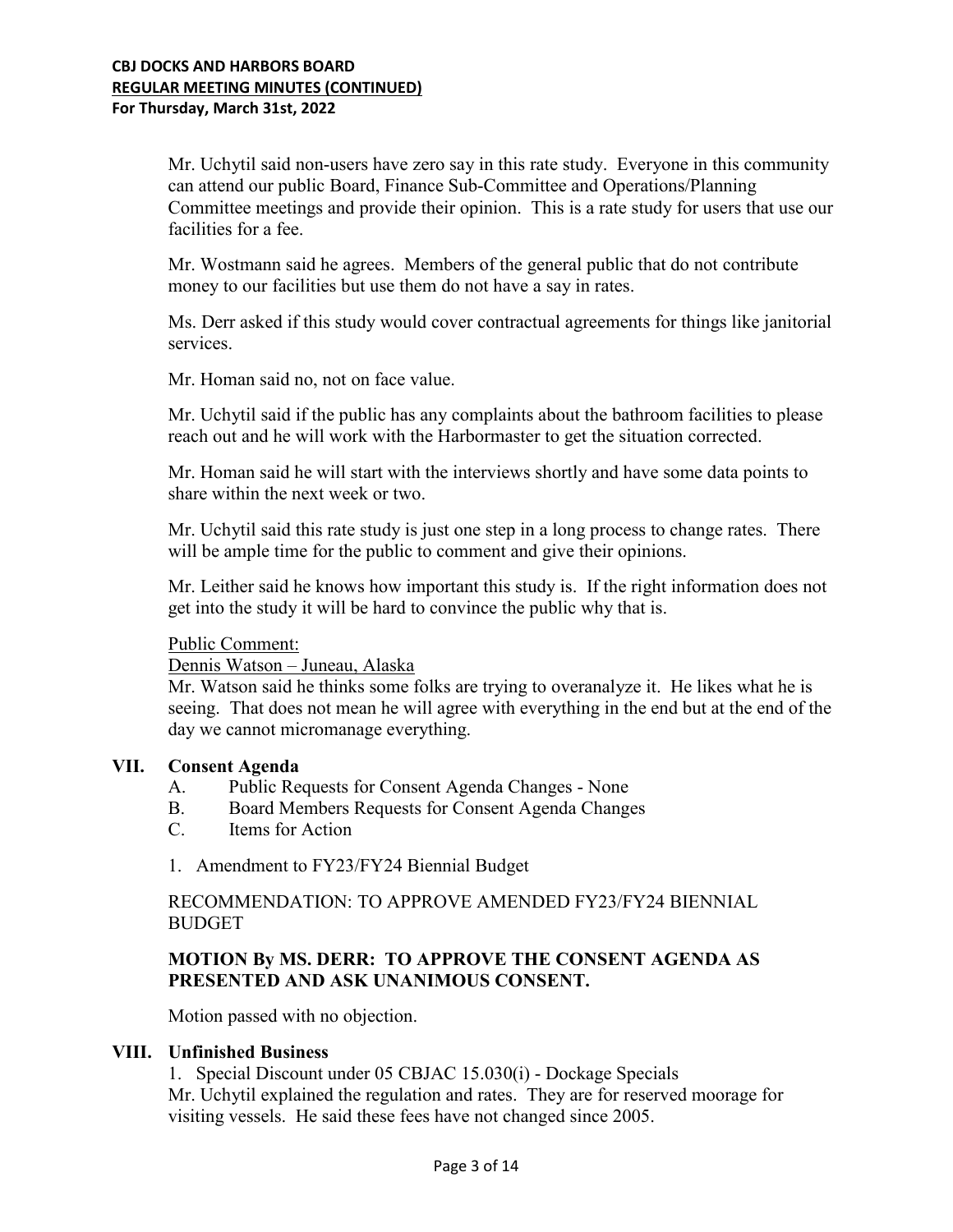Mr. Uchytil said non-users have zero say in this rate study. Everyone in this community can attend our public Board, Finance Sub-Committee and Operations/Planning Committee meetings and provide their opinion. This is a rate study for users that use our facilities for a fee.

Mr. Wostmann said he agrees. Members of the general public that do not contribute money to our facilities but use them do not have a say in rates.

Ms. Derr asked if this study would cover contractual agreements for things like janitorial services.

Mr. Homan said no, not on face value.

Mr. Uchytil said if the public has any complaints about the bathroom facilities to please reach out and he will work with the Harbormaster to get the situation corrected.

Mr. Homan said he will start with the interviews shortly and have some data points to share within the next week or two.

Mr. Uchytil said this rate study is just one step in a long process to change rates. There will be ample time for the public to comment and give their opinions.

Mr. Leither said he knows how important this study is. If the right information does not get into the study it will be hard to convince the public why that is.

Public Comment:

Dennis Watson – Juneau, Alaska

Mr. Watson said he thinks some folks are trying to overanalyze it. He likes what he is seeing. That does not mean he will agree with everything in the end but at the end of the day we cannot micromanage everything.

## VII. Consent Agenda

A. Public Requests for Consent Agenda Changes - None

B. Board Members Requests for Consent Agenda Changes

C. Items for Action

1. Amendment to FY23/FY24 Biennial Budget

RECOMMENDATION: TO APPROVE AMENDED FY23/FY24 BIENNIAL BUDGET

**MOTION By MS. DERR: TO APPROVE THE CONSENT AGENDA AS PRESENTED AND ASK UNANIMOUS CONSENT.**

Motion passed with no objection.

## VIII. Unfinished Business

1. Special Discount under 05 CBJAC 15.030(i) - Dockage Specials

Mr. Uchytil explained the regulation and rates. They are for reserved moorage for visiting vessels. He said these fees have not changed since 2005.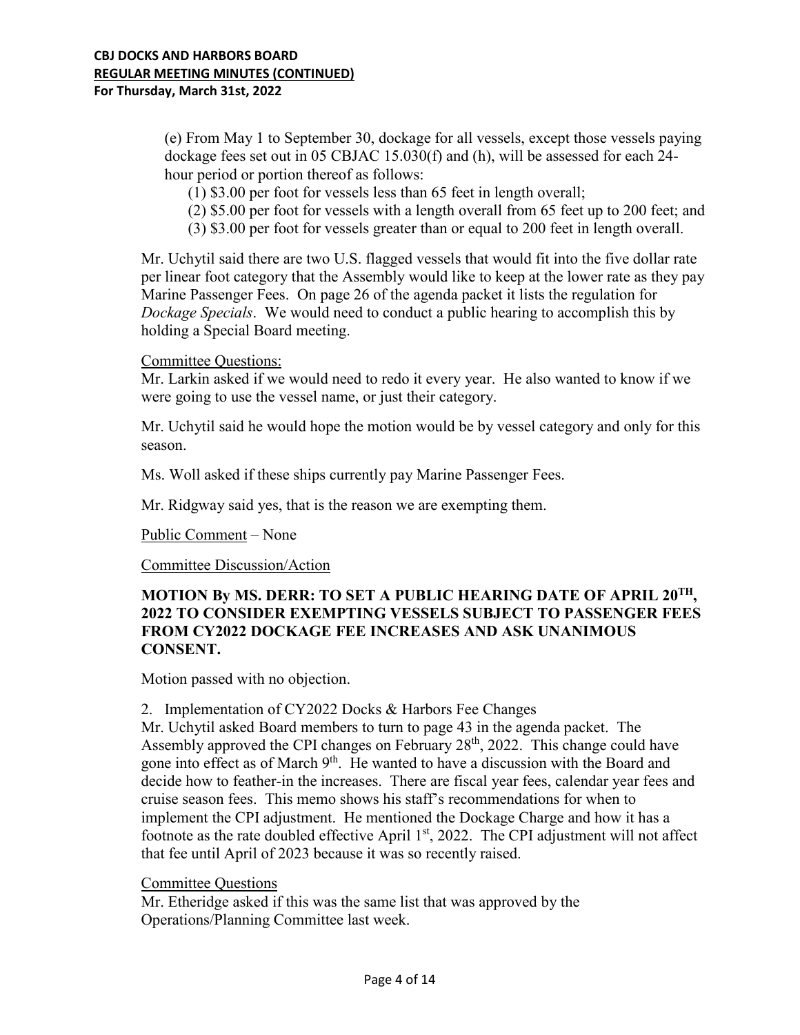(e) From May 1 to September 30, dockage for all vessels, except those vessels paying dockage fees set out in 05 CBJAC 15.030(f) and (h), will be assessed for each 24-hour period or portion thereof as follows:

(1) $3.00 per foot for vessels less than 65 feet in length overall;
(2) $5.00 per foot for vessels with a length overall from 65 feet up to 200 feet; and
(3) $3.00 per foot for vessels greater than or equal to 200 feet in length overall.

Mr. Uchytil said there are two U.S. flagged vessels that would fit into the five dollar rate per linear foot category that the Assembly would like to keep at the lower rate as they pay Marine Passenger Fees. On page 26 of the agenda packet it lists the regulation for *Dockage Specials*. We would need to conduct a public hearing to accomplish this by holding a Special Board meeting.

Committee Questions:

Mr. Larkin asked if we would need to redo it every year. He also wanted to know if we were going to use the vessel name, or just their category.

Mr. Uchytil said he would hope the motion would be by vessel category and only for this season.

Ms. Woll asked if these ships currently pay Marine Passenger Fees.

Mr. Ridgway said yes, that is the reason we are exempting them.

Public Comment – None

Committee Discussion/Action

**MOTION By MS. DERR: TO SET A PUBLIC HEARING DATE OF APRIL 20TH, 2022 TO CONSIDER EXEMPTING VESSELS SUBJECT TO PASSENGER FEES FROM CY2022 DOCKAGE FEE INCREASES AND ASK UNANIMOUS CONSENT.**

Motion passed with no objection.

2. Implementation of CY2022 Docks & Harbors Fee Changes

Mr. Uchytil asked Board members to turn to page 43 in the agenda packet. The Assembly approved the CPI changes on February 28th, 2022. This change could have gone into effect as of March 9th. He wanted to have a discussion with the Board and decide how to feather-in the increases. There are fiscal year fees, calendar year fees and cruise season fees. This memo shows his staff's recommendations for when to implement the CPI adjustment. He mentioned the Dockage Charge and how it has a footnote as the rate doubled effective April 1st, 2022. The CPI adjustment will not affect that fee until April of 2023 because it was so recently raised.

Committee Questions

Mr. Etheridge asked if this was the same list that was approved by the Operations/Planning Committee last week.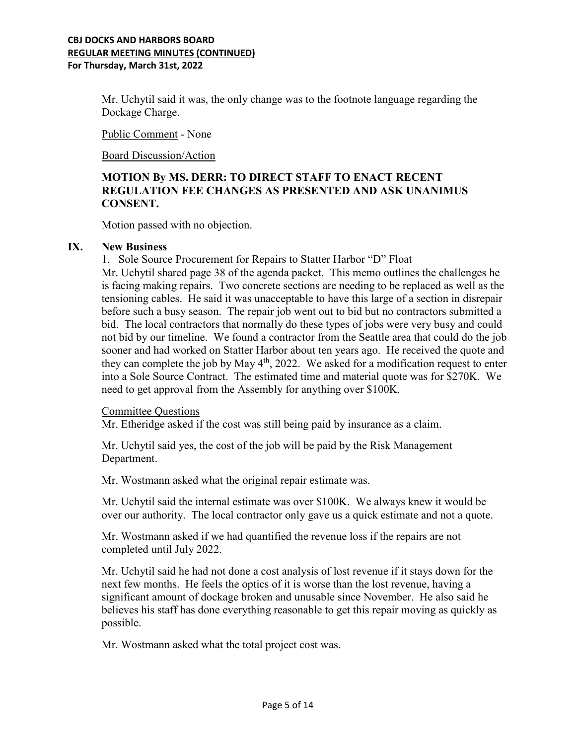Mr. Uchytil said it was, the only change was to the footnote language regarding the Dockage Charge.

Public Comment - None

Board Discussion/Action

**MOTION By MS. DERR: TO DIRECT STAFF TO ENACT RECENT REGULATION FEE CHANGES AS PRESENTED AND ASK UNANIMUS CONSENT.**

Motion passed with no objection.

## IX. New Business

1. Sole Source Procurement for Repairs to Statter Harbor "D" Float

Mr. Uchytil shared page 38 of the agenda packet. This memo outlines the challenges he is facing making repairs. Two concrete sections are needing to be replaced as well as the tensioning cables. He said it was unacceptable to have this large of a section in disrepair before such a busy season. The repair job went out to bid but no contractors submitted a bid. The local contractors that normally do these types of jobs were very busy and could not bid by our timeline. We found a contractor from the Seattle area that could do the job sooner and had worked on Statter Harbor about ten years ago. He received the quote and they can complete the job by May 4th, 2022. We asked for a modification request to enter into a Sole Source Contract. The estimated time and material quote was for $270K. We need to get approval from the Assembly for anything over $100K.

Committee Questions

Mr. Etheridge asked if the cost was still being paid by insurance as a claim.

Mr. Uchytil said yes, the cost of the job will be paid by the Risk Management Department.

Mr. Wostmann asked what the original repair estimate was.

Mr. Uchytil said the internal estimate was over $100K. We always knew it would be over our authority. The local contractor only gave us a quick estimate and not a quote.

Mr. Wostmann asked if we had quantified the revenue loss if the repairs are not completed until July 2022.

Mr. Uchytil said he had not done a cost analysis of lost revenue if it stays down for the next few months. He feels the optics of it is worse than the lost revenue, having a significant amount of dockage broken and unusable since November. He also said he believes his staff has done everything reasonable to get this repair moving as quickly as possible.

Mr. Wostmann asked what the total project cost was.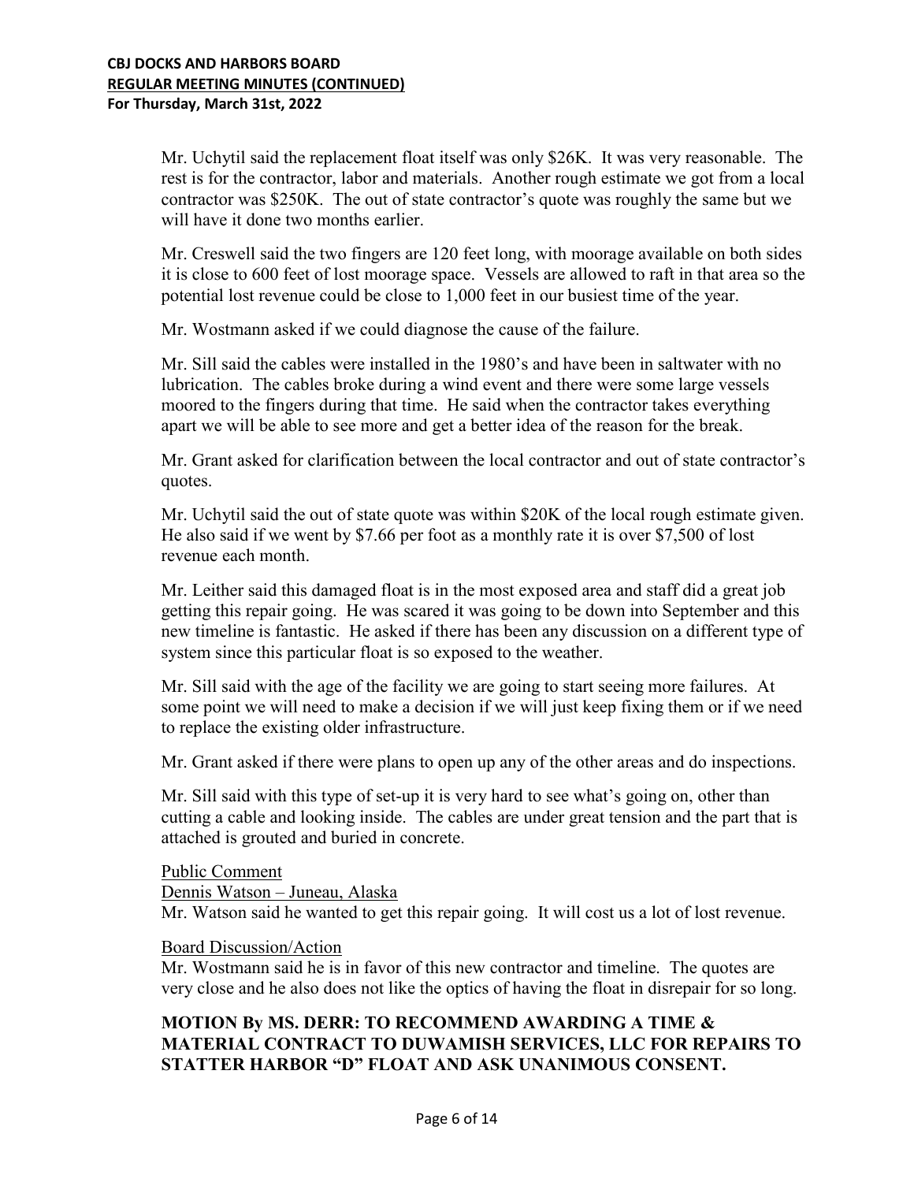Mr. Uchytil said the replacement float itself was only $26K. It was very reasonable. The rest is for the contractor, labor and materials. Another rough estimate we got from a local contractor was $250K. The out of state contractor's quote was roughly the same but we will have it done two months earlier.

Mr. Creswell said the two fingers are 120 feet long, with moorage available on both sides it is close to 600 feet of lost moorage space. Vessels are allowed to raft in that area so the potential lost revenue could be close to 1,000 feet in our busiest time of the year.

Mr. Wostmann asked if we could diagnose the cause of the failure.

Mr. Sill said the cables were installed in the 1980's and have been in saltwater with no lubrication. The cables broke during a wind event and there were some large vessels moored to the fingers during that time. He said when the contractor takes everything apart we will be able to see more and get a better idea of the reason for the break.

Mr. Grant asked for clarification between the local contractor and out of state contractor's quotes.

Mr. Uchytil said the out of state quote was within $20K of the local rough estimate given. He also said if we went by $7.66 per foot as a monthly rate it is over $7,500 of lost revenue each month.

Mr. Leither said this damaged float is in the most exposed area and staff did a great job getting this repair going. He was scared it was going to be down into September and this new timeline is fantastic. He asked if there has been any discussion on a different type of system since this particular float is so exposed to the weather.

Mr. Sill said with the age of the facility we are going to start seeing more failures. At some point we will need to make a decision if we will just keep fixing them or if we need to replace the existing older infrastructure.

Mr. Grant asked if there were plans to open up any of the other areas and do inspections.

Mr. Sill said with this type of set-up it is very hard to see what's going on, other than cutting a cable and looking inside. The cables are under great tension and the part that is attached is grouted and buried in concrete.

Public Comment

Dennis Watson – Juneau, Alaska

Mr. Watson said he wanted to get this repair going. It will cost us a lot of lost revenue.

Board Discussion/Action

Mr. Wostmann said he is in favor of this new contractor and timeline. The quotes are very close and he also does not like the optics of having the float in disrepair for so long.

**MOTION By MS. DERR: TO RECOMMEND AWARDING A TIME & MATERIAL CONTRACT TO DUWAMISH SERVICES, LLC FOR REPAIRS TO STATTER HARBOR "D" FLOAT AND ASK UNANIMOUS CONSENT.**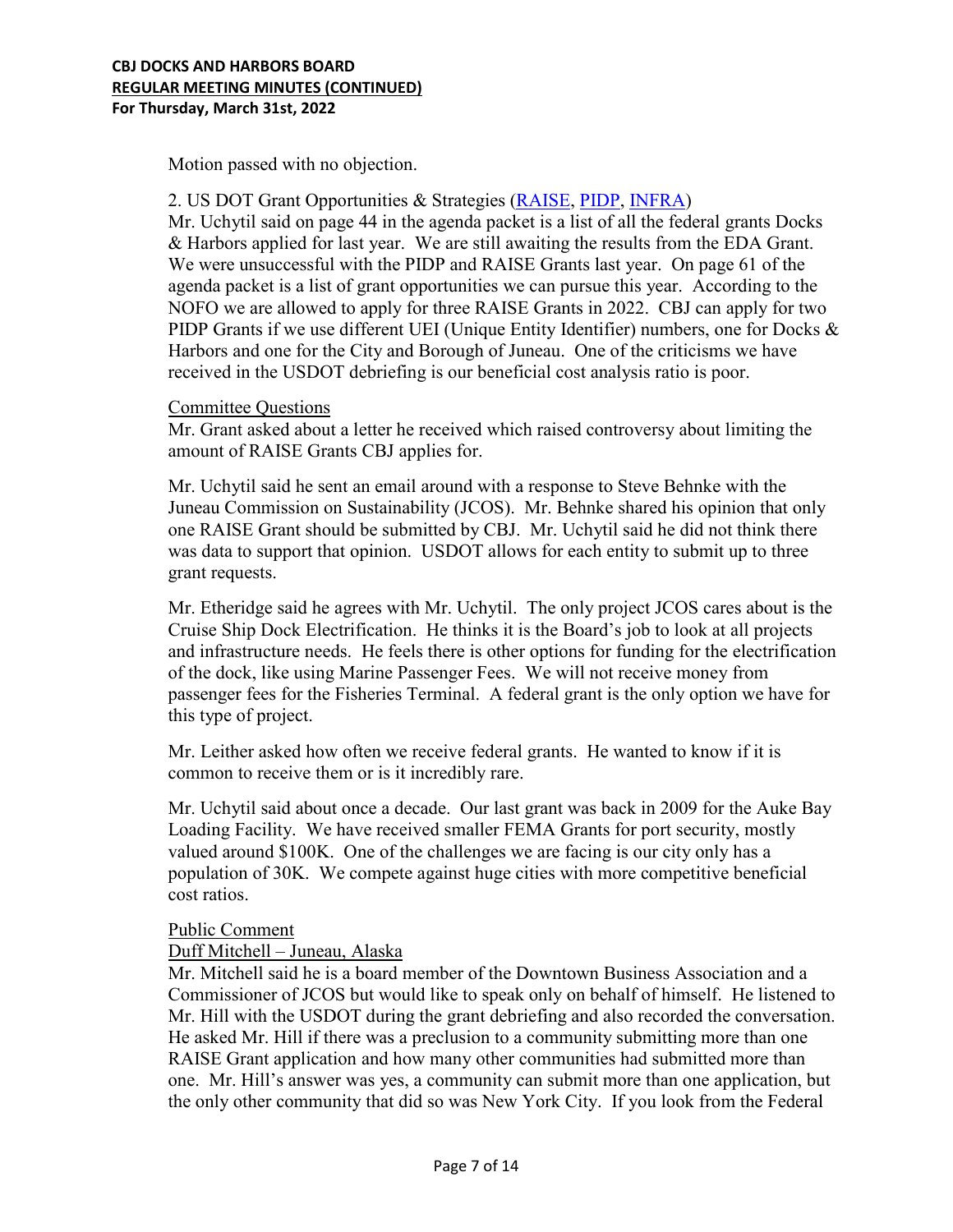Motion passed with no objection.

2. US DOT Grant Opportunities & Strategies (RAISE, PIDP, INFRA)

Mr. Uchytil said on page 44 in the agenda packet is a list of all the federal grants Docks & Harbors applied for last year. We are still awaiting the results from the EDA Grant. We were unsuccessful with the PIDP and RAISE Grants last year. On page 61 of the agenda packet is a list of grant opportunities we can pursue this year. According to the NOFO we are allowed to apply for three RAISE Grants in 2022. CBJ can apply for two PIDP Grants if we use different UEI (Unique Entity Identifier) numbers, one for Docks & Harbors and one for the City and Borough of Juneau. One of the criticisms we have received in the USDOT debriefing is our beneficial cost analysis ratio is poor.

Committee Questions

Mr. Grant asked about a letter he received which raised controversy about limiting the amount of RAISE Grants CBJ applies for.

Mr. Uchytil said he sent an email around with a response to Steve Behnke with the Juneau Commission on Sustainability (JCOS). Mr. Behnke shared his opinion that only one RAISE Grant should be submitted by CBJ. Mr. Uchytil said he did not think there was data to support that opinion. USDOT allows for each entity to submit up to three grant requests.

Mr. Etheridge said he agrees with Mr. Uchytil. The only project JCOS cares about is the Cruise Ship Dock Electrification. He thinks it is the Board's job to look at all projects and infrastructure needs. He feels there is other options for funding for the electrification of the dock, like using Marine Passenger Fees. We will not receive money from passenger fees for the Fisheries Terminal. A federal grant is the only option we have for this type of project.

Mr. Leither asked how often we receive federal grants. He wanted to know if it is common to receive them or is it incredibly rare.

Mr. Uchytil said about once a decade. Our last grant was back in 2009 for the Auke Bay Loading Facility. We have received smaller FEMA Grants for port security, mostly valued around $100K. One of the challenges we are facing is our city only has a population of 30K. We compete against huge cities with more competitive beneficial cost ratios.

Public Comment

Duff Mitchell – Juneau, Alaska

Mr. Mitchell said he is a board member of the Downtown Business Association and a Commissioner of JCOS but would like to speak only on behalf of himself. He listened to Mr. Hill with the USDOT during the grant debriefing and also recorded the conversation. He asked Mr. Hill if there was a preclusion to a community submitting more than one RAISE Grant application and how many other communities had submitted more than one. Mr. Hill's answer was yes, a community can submit more than one application, but the only other community that did so was New York City. If you look from the Federal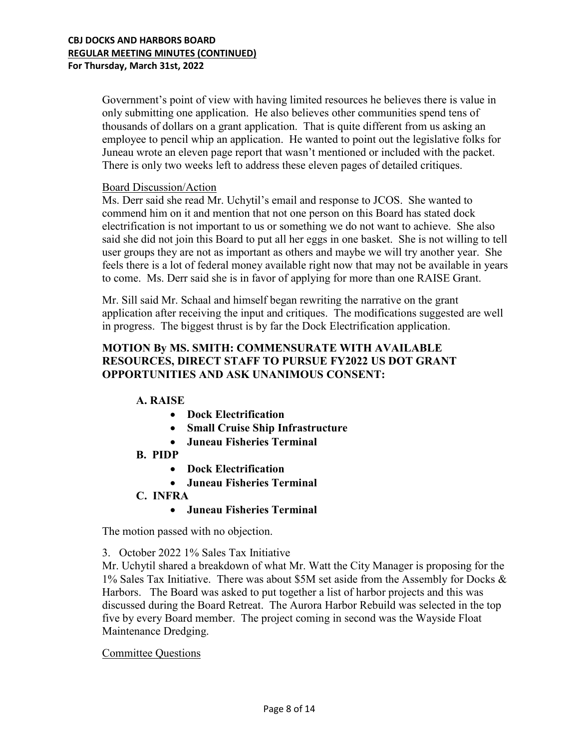Government's point of view with having limited resources he believes there is value in only submitting one application. He also believes other communities spend tens of thousands of dollars on a grant application. That is quite different from us asking an employee to pencil whip an application. He wanted to point out the legislative folks for Juneau wrote an eleven page report that wasn't mentioned or included with the packet. There is only two weeks left to address these eleven pages of detailed critiques.

Board Discussion/Action

Ms. Derr said she read Mr. Uchytil's email and response to JCOS. She wanted to commend him on it and mention that not one person on this Board has stated dock electrification is not important to us or something we do not want to achieve. She also said she did not join this Board to put all her eggs in one basket. She is not willing to tell user groups they are not as important as others and maybe we will try another year. She feels there is a lot of federal money available right now that may not be available in years to come. Ms. Derr said she is in favor of applying for more than one RAISE Grant.

Mr. Sill said Mr. Schaal and himself began rewriting the narrative on the grant application after receiving the input and critiques. The modifications suggested are well in progress. The biggest thrust is by far the Dock Electrification application.

**MOTION By MS. SMITH: COMMENSURATE WITH AVAILABLE RESOURCES, DIRECT STAFF TO PURSUE FY2022 US DOT GRANT OPPORTUNITIES AND ASK UNANIMOUS CONSENT:**

**A. RAISE**
- **Dock Electrification**
- **Small Cruise Ship Infrastructure**
- **Juneau Fisheries Terminal**

**B. PIDP**
- **Dock Electrification**
- **Juneau Fisheries Terminal**

**C. INFRA**
- **Juneau Fisheries Terminal**

The motion passed with no objection.

3. October 2022 1% Sales Tax Initiative

Mr. Uchytil shared a breakdown of what Mr. Watt the City Manager is proposing for the 1% Sales Tax Initiative. There was about $5M set aside from the Assembly for Docks & Harbors. The Board was asked to put together a list of harbor projects and this was discussed during the Board Retreat. The Aurora Harbor Rebuild was selected in the top five by every Board member. The project coming in second was the Wayside Float Maintenance Dredging.

Committee Questions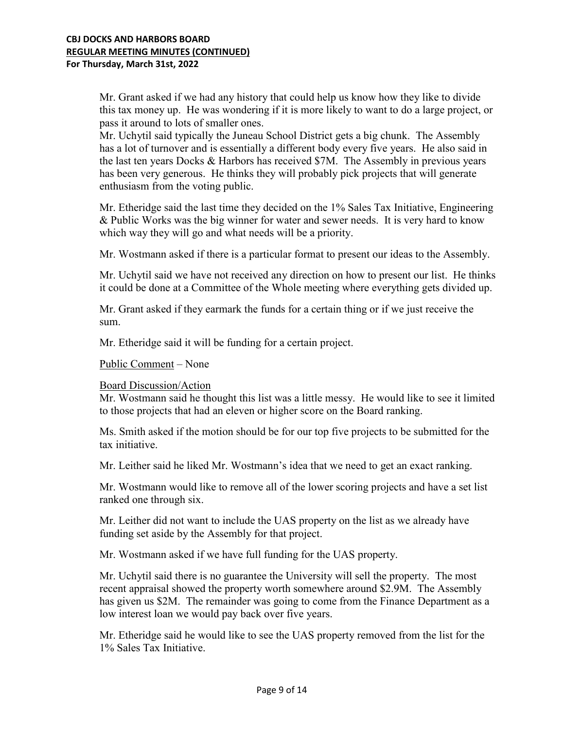Mr. Grant asked if we had any history that could help us know how they like to divide this tax money up. He was wondering if it is more likely to want to do a large project, or pass it around to lots of smaller ones.
Mr. Uchytil said typically the Juneau School District gets a big chunk. The Assembly has a lot of turnover and is essentially a different body every five years. He also said in the last ten years Docks & Harbors has received $7M. The Assembly in previous years has been very generous. He thinks they will probably pick projects that will generate enthusiasm from the voting public.

Mr. Etheridge said the last time they decided on the 1% Sales Tax Initiative, Engineering & Public Works was the big winner for water and sewer needs. It is very hard to know which way they will go and what needs will be a priority.

Mr. Wostmann asked if there is a particular format to present our ideas to the Assembly.

Mr. Uchytil said we have not received any direction on how to present our list. He thinks it could be done at a Committee of the Whole meeting where everything gets divided up.

Mr. Grant asked if they earmark the funds for a certain thing or if we just receive the sum.

Mr. Etheridge said it will be funding for a certain project.

Public Comment – None

Board Discussion/Action
Mr. Wostmann said he thought this list was a little messy. He would like to see it limited to those projects that had an eleven or higher score on the Board ranking.

Ms. Smith asked if the motion should be for our top five projects to be submitted for the tax initiative.

Mr. Leither said he liked Mr. Wostmann's idea that we need to get an exact ranking.

Mr. Wostmann would like to remove all of the lower scoring projects and have a set list ranked one through six.

Mr. Leither did not want to include the UAS property on the list as we already have funding set aside by the Assembly for that project.

Mr. Wostmann asked if we have full funding for the UAS property.

Mr. Uchytil said there is no guarantee the University will sell the property. The most recent appraisal showed the property worth somewhere around $2.9M. The Assembly has given us $2M. The remainder was going to come from the Finance Department as a low interest loan we would pay back over five years.

Mr. Etheridge said he would like to see the UAS property removed from the list for the 1% Sales Tax Initiative.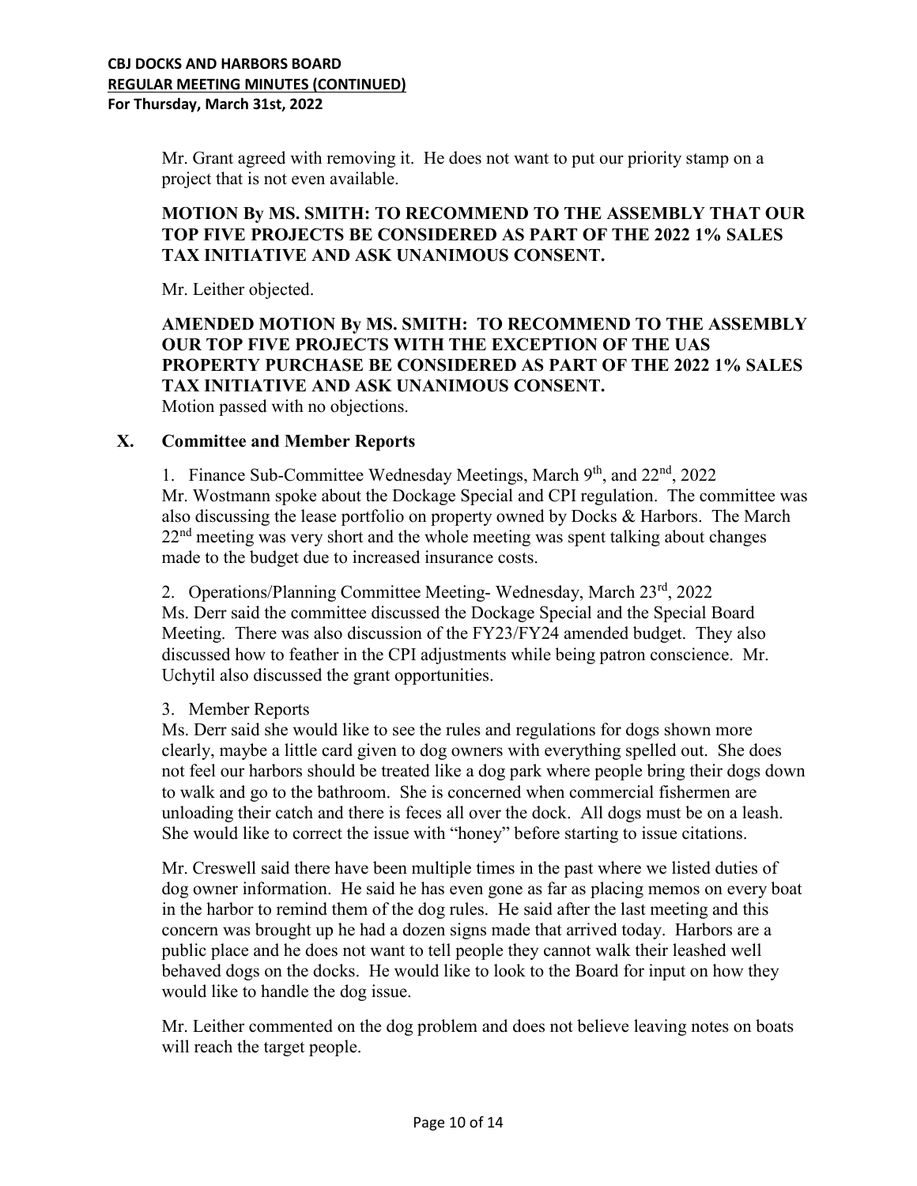Mr. Grant agreed with removing it. He does not want to put our priority stamp on a project that is not even available.

**MOTION By MS. SMITH: TO RECOMMEND TO THE ASSEMBLY THAT OUR TOP FIVE PROJECTS BE CONSIDERED AS PART OF THE 2022 1% SALES TAX INITIATIVE AND ASK UNANIMOUS CONSENT.**

Mr. Leither objected.

**AMENDED MOTION By MS. SMITH: TO RECOMMEND TO THE ASSEMBLY OUR TOP FIVE PROJECTS WITH THE EXCEPTION OF THE UAS PROPERTY PURCHASE BE CONSIDERED AS PART OF THE 2022 1% SALES TAX INITIATIVE AND ASK UNANIMOUS CONSENT.**
Motion passed with no objections.

## X. Committee and Member Reports

1. Finance Sub-Committee Wednesday Meetings, March 9th, and 22nd, 2022
Mr. Wostmann spoke about the Dockage Special and CPI regulation. The committee was also discussing the lease portfolio on property owned by Docks & Harbors. The March 22nd meeting was very short and the whole meeting was spent talking about changes made to the budget due to increased insurance costs.

2. Operations/Planning Committee Meeting- Wednesday, March 23rd, 2022
Ms. Derr said the committee discussed the Dockage Special and the Special Board Meeting. There was also discussion of the FY23/FY24 amended budget. They also discussed how to feather in the CPI adjustments while being patron conscience. Mr. Uchytil also discussed the grant opportunities.

3. Member Reports
Ms. Derr said she would like to see the rules and regulations for dogs shown more clearly, maybe a little card given to dog owners with everything spelled out. She does not feel our harbors should be treated like a dog park where people bring their dogs down to walk and go to the bathroom. She is concerned when commercial fishermen are unloading their catch and there is feces all over the dock. All dogs must be on a leash. She would like to correct the issue with "honey" before starting to issue citations.

Mr. Creswell said there have been multiple times in the past where we listed duties of dog owner information. He said he has even gone as far as placing memos on every boat in the harbor to remind them of the dog rules. He said after the last meeting and this concern was brought up he had a dozen signs made that arrived today. Harbors are a public place and he does not want to tell people they cannot walk their leashed well behaved dogs on the docks. He would like to look to the Board for input on how they would like to handle the dog issue.

Mr. Leither commented on the dog problem and does not believe leaving notes on boats will reach the target people.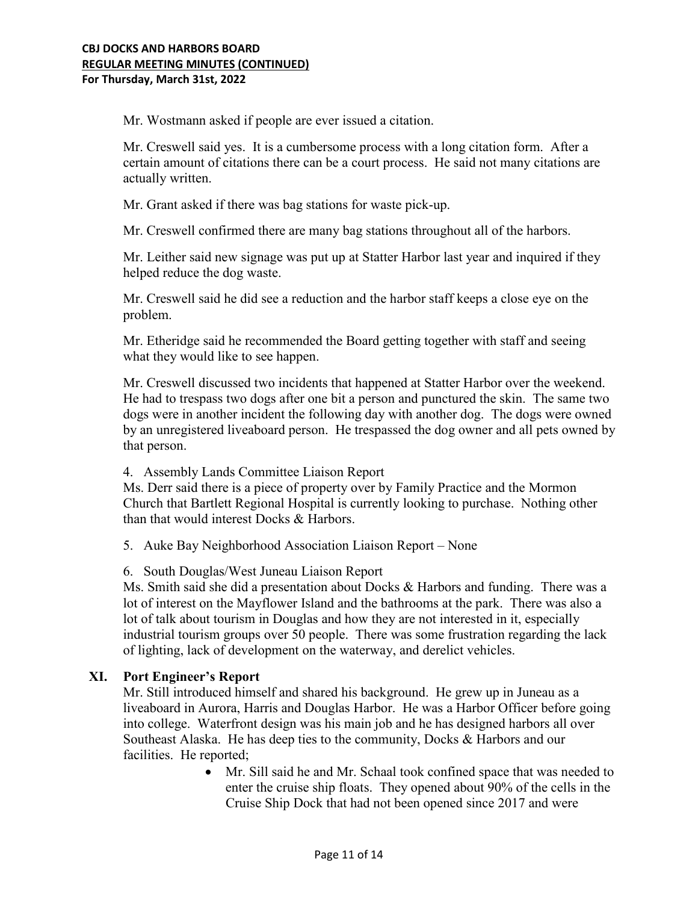Mr. Wostmann asked if people are ever issued a citation.

Mr. Creswell said yes. It is a cumbersome process with a long citation form. After a certain amount of citations there can be a court process. He said not many citations are actually written.

Mr. Grant asked if there was bag stations for waste pick-up.

Mr. Creswell confirmed there are many bag stations throughout all of the harbors.

Mr. Leither said new signage was put up at Statter Harbor last year and inquired if they helped reduce the dog waste.

Mr. Creswell said he did see a reduction and the harbor staff keeps a close eye on the problem.

Mr. Etheridge said he recommended the Board getting together with staff and seeing what they would like to see happen.

Mr. Creswell discussed two incidents that happened at Statter Harbor over the weekend. He had to trespass two dogs after one bit a person and punctured the skin. The same two dogs were in another incident the following day with another dog. The dogs were owned by an unregistered liveaboard person. He trespassed the dog owner and all pets owned by that person.

4. Assembly Lands Committee Liaison Report
Ms. Derr said there is a piece of property over by Family Practice and the Mormon Church that Bartlett Regional Hospital is currently looking to purchase. Nothing other than that would interest Docks & Harbors.

5. Auke Bay Neighborhood Association Liaison Report – None

6. South Douglas/West Juneau Liaison Report
Ms. Smith said she did a presentation about Docks & Harbors and funding. There was a lot of interest on the Mayflower Island and the bathrooms at the park. There was also a lot of talk about tourism in Douglas and how they are not interested in it, especially industrial tourism groups over 50 people. There was some frustration regarding the lack of lighting, lack of development on the waterway, and derelict vehicles.

## XI. Port Engineer's Report

Mr. Still introduced himself and shared his background. He grew up in Juneau as a liveaboard in Aurora, Harris and Douglas Harbor. He was a Harbor Officer before going into college. Waterfront design was his main job and he has designed harbors all over Southeast Alaska. He has deep ties to the community, Docks & Harbors and our facilities. He reported;

- Mr. Sill said he and Mr. Schaal took confined space that was needed to enter the cruise ship floats. They opened about 90% of the cells in the Cruise Ship Dock that had not been opened since 2017 and were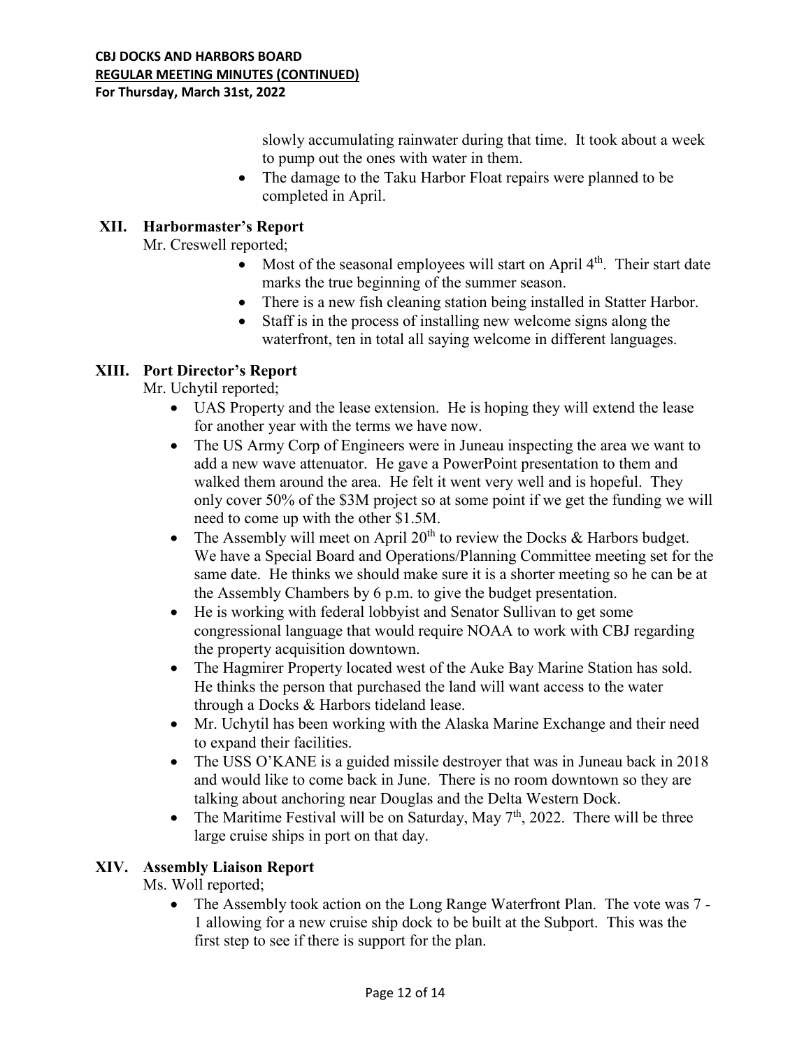slowly accumulating rainwater during that time. It took about a week to pump out the ones with water in them.

- The damage to the Taku Harbor Float repairs were planned to be completed in April.

## XII. Harbormaster's Report

Mr. Creswell reported;

- Most of the seasonal employees will start on April 4th. Their start date marks the true beginning of the summer season.
- There is a new fish cleaning station being installed in Statter Harbor.
- Staff is in the process of installing new welcome signs along the waterfront, ten in total all saying welcome in different languages.

## XIII. Port Director's Report

Mr. Uchytil reported;

- UAS Property and the lease extension. He is hoping they will extend the lease for another year with the terms we have now.
- The US Army Corp of Engineers were in Juneau inspecting the area we want to add a new wave attenuator. He gave a PowerPoint presentation to them and walked them around the area. He felt it went very well and is hopeful. They only cover 50% of the $3M project so at some point if we get the funding we will need to come up with the other $1.5M.
- The Assembly will meet on April 20th to review the Docks & Harbors budget. We have a Special Board and Operations/Planning Committee meeting set for the same date. He thinks we should make sure it is a shorter meeting so he can be at the Assembly Chambers by 6 p.m. to give the budget presentation.
- He is working with federal lobbyist and Senator Sullivan to get some congressional language that would require NOAA to work with CBJ regarding the property acquisition downtown.
- The Hagmirer Property located west of the Auke Bay Marine Station has sold. He thinks the person that purchased the land will want access to the water through a Docks & Harbors tideland lease.
- Mr. Uchytil has been working with the Alaska Marine Exchange and their need to expand their facilities.
- The USS O'KANE is a guided missile destroyer that was in Juneau back in 2018 and would like to come back in June. There is no room downtown so they are talking about anchoring near Douglas and the Delta Western Dock.
- The Maritime Festival will be on Saturday, May 7th, 2022. There will be three large cruise ships in port on that day.

## XIV. Assembly Liaison Report

Ms. Woll reported;

- The Assembly took action on the Long Range Waterfront Plan. The vote was 7 - 1 allowing for a new cruise ship dock to be built at the Subport. This was the first step to see if there is support for the plan.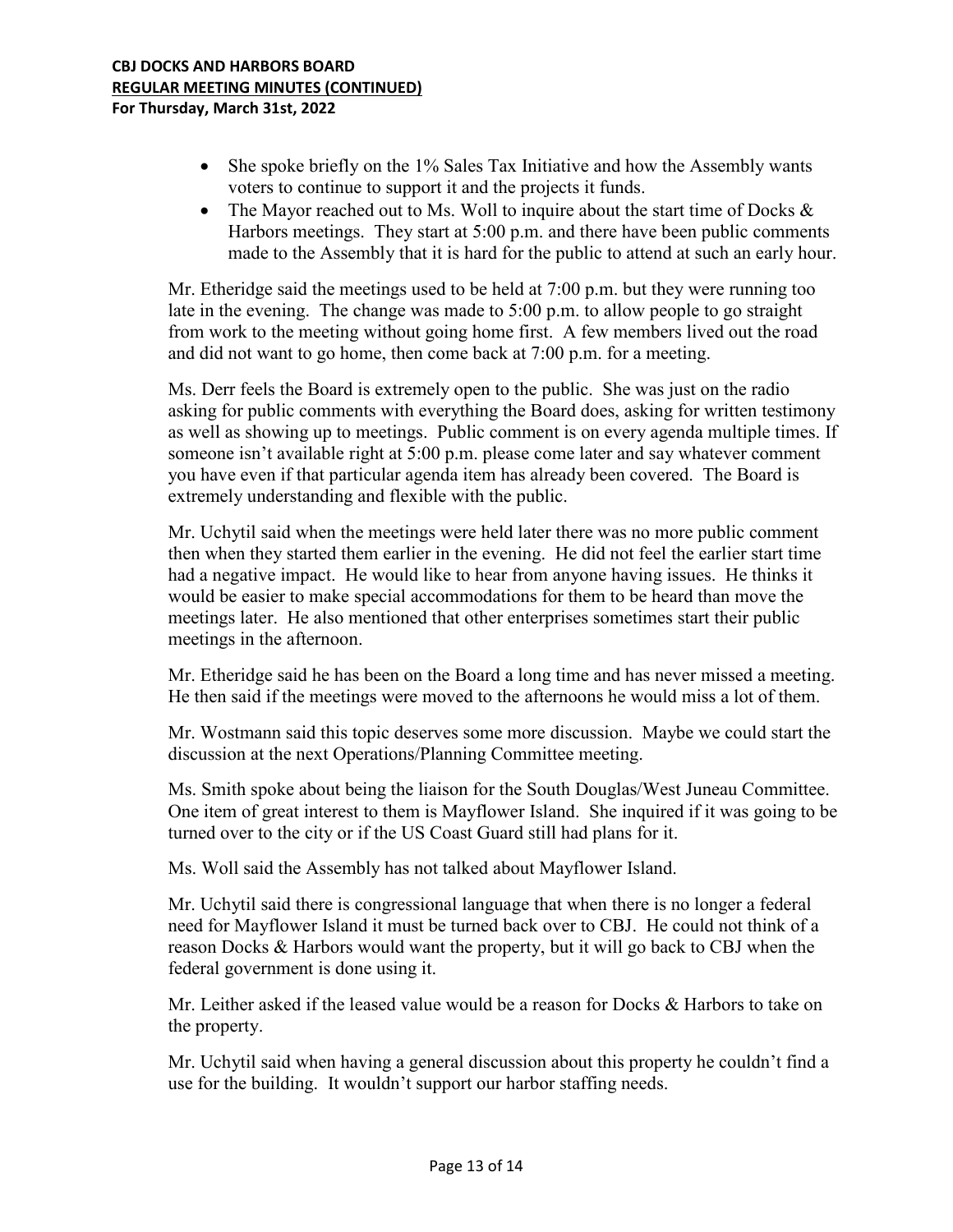- She spoke briefly on the 1% Sales Tax Initiative and how the Assembly wants voters to continue to support it and the projects it funds.
- The Mayor reached out to Ms. Woll to inquire about the start time of Docks & Harbors meetings. They start at 5:00 p.m. and there have been public comments made to the Assembly that it is hard for the public to attend at such an early hour.

Mr. Etheridge said the meetings used to be held at 7:00 p.m. but they were running too late in the evening. The change was made to 5:00 p.m. to allow people to go straight from work to the meeting without going home first. A few members lived out the road and did not want to go home, then come back at 7:00 p.m. for a meeting.

Ms. Derr feels the Board is extremely open to the public. She was just on the radio asking for public comments with everything the Board does, asking for written testimony as well as showing up to meetings. Public comment is on every agenda multiple times. If someone isn't available right at 5:00 p.m. please come later and say whatever comment you have even if that particular agenda item has already been covered. The Board is extremely understanding and flexible with the public.

Mr. Uchytil said when the meetings were held later there was no more public comment then when they started them earlier in the evening. He did not feel the earlier start time had a negative impact. He would like to hear from anyone having issues. He thinks it would be easier to make special accommodations for them to be heard than move the meetings later. He also mentioned that other enterprises sometimes start their public meetings in the afternoon.

Mr. Etheridge said he has been on the Board a long time and has never missed a meeting. He then said if the meetings were moved to the afternoons he would miss a lot of them.

Mr. Wostmann said this topic deserves some more discussion. Maybe we could start the discussion at the next Operations/Planning Committee meeting.

Ms. Smith spoke about being the liaison for the South Douglas/West Juneau Committee. One item of great interest to them is Mayflower Island. She inquired if it was going to be turned over to the city or if the US Coast Guard still had plans for it.

Ms. Woll said the Assembly has not talked about Mayflower Island.

Mr. Uchytil said there is congressional language that when there is no longer a federal need for Mayflower Island it must be turned back over to CBJ. He could not think of a reason Docks & Harbors would want the property, but it will go back to CBJ when the federal government is done using it.

Mr. Leither asked if the leased value would be a reason for Docks & Harbors to take on the property.

Mr. Uchytil said when having a general discussion about this property he couldn't find a use for the building. It wouldn't support our harbor staffing needs.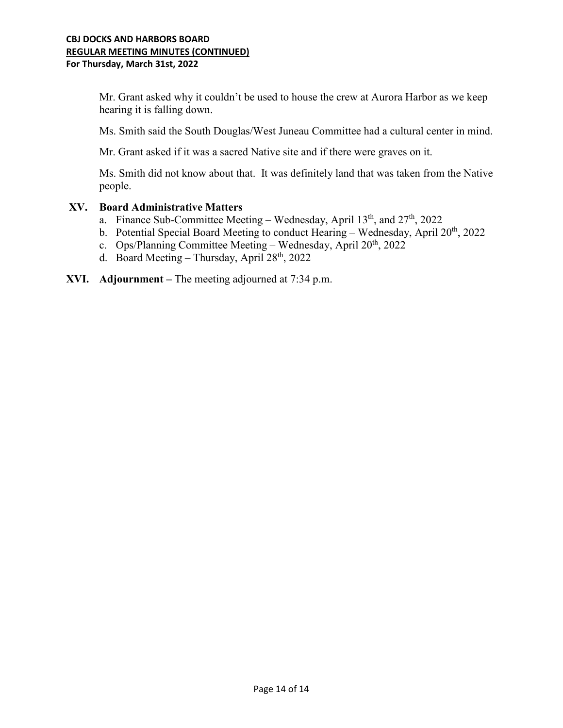Mr. Grant asked why it couldn't be used to house the crew at Aurora Harbor as we keep hearing it is falling down.

Ms. Smith said the South Douglas/West Juneau Committee had a cultural center in mind.

Mr. Grant asked if it was a sacred Native site and if there were graves on it.

Ms. Smith did not know about that. It was definitely land that was taken from the Native people.

## XV. Board Administrative Matters

a. Finance Sub-Committee Meeting – Wednesday, April 13th, and 27th, 2022
b. Potential Special Board Meeting to conduct Hearing – Wednesday, April 20th, 2022
c. Ops/Planning Committee Meeting – Wednesday, April 20th, 2022
d. Board Meeting – Thursday, April 28th, 2022

## XVI. Adjournment – The meeting adjourned at 7:34 p.m.